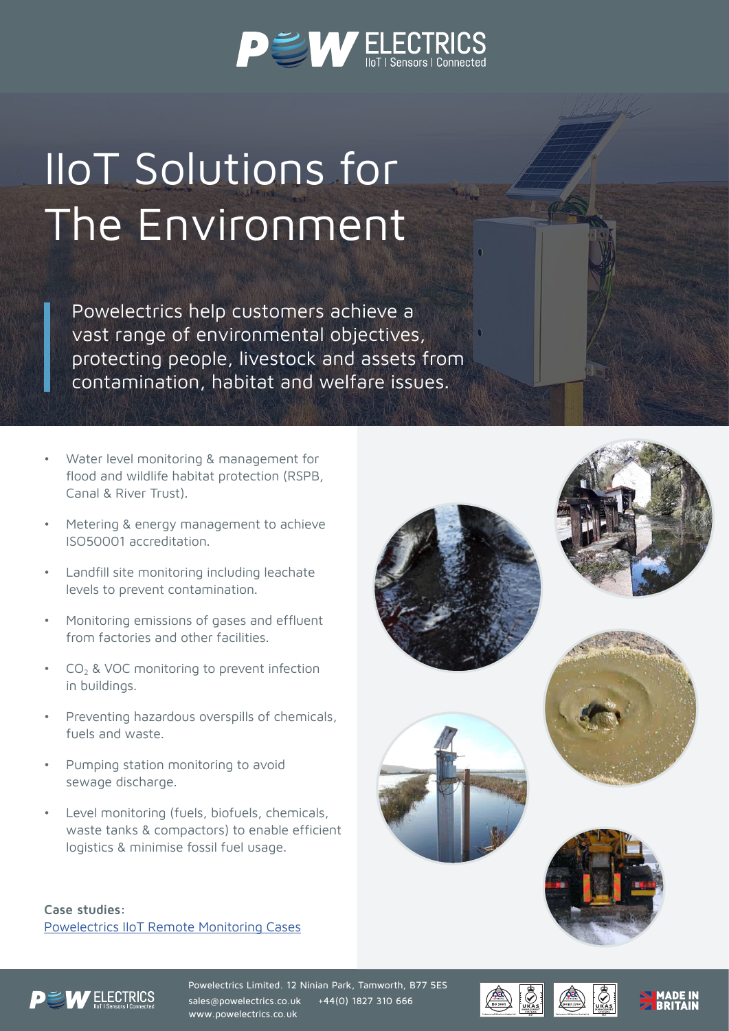# IIoT Solutions for The Environment

> Powelectrics help customers achieve a vast range of environmental objectives, protecting people, livestock and assets from contamination, habitat and welfare issues.

- Water level monitoring & management for flood and wildlife habitat protection (RSPB, Canal & River Trust).
- Metering & energy management to achieve ISO50001 accreditation.
- Landfill site monitoring including leachate levels to prevent contamination.
- Monitoring emissions of gases and effluent from factories and other facilities.
- $CO_2$ & VOC monitoring to prevent infection in buildings.
- Preventing hazardous overspills of chemicals, fuels and waste.
- Pumping station monitoring to avoid sewage discharge.
- Level monitoring (fuels, biofuels, chemicals, waste tanks & compactors) to enable efficient logistics & minimise fossil fuel usage.

**Case studies:**
[Powelectrics IIoT Remote Monitoring Cases]

Powelectrics Limited. 12 Ninian Park, Tamworth, B77 5ES
sales@powelectrics.co.uk +44(0) 1827 310 666
www.powelectrics.co.uk

MADE IN BRITAIN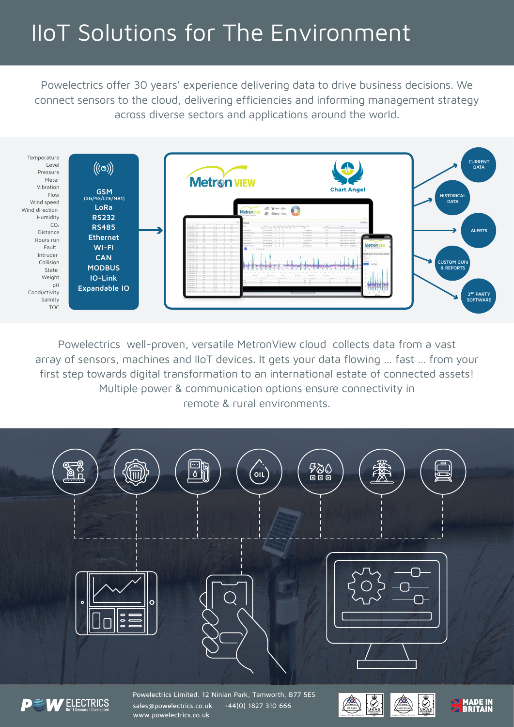# IIoT Solutions for The Environment

Powelectrics offer 30 years' experience delivering data to drive business decisions. We connect sensors to the cloud, delivering efficiencies and informing management strategy across diverse sectors and applications around the world.

Temperature
Level
Pressure
Meter
Vibration
Flow
Wind speed
Wind direction
Humidity
$CO_2$
Distance
Hours run
Fault
Intruder
Collision
State
Weight
pH
Conductivity
Salinity
TOC

GSM
(2G/4G/LTE/NB1)
LoRa
RS232
RS485
Ethernet
Wi-Fi
CAN
MODBUS
IO-Link
Expandable IO

Metron VIEW

Chart Angel

CURRENT DATA

HISTORICAL DATA

ALERTS

CUSTOM GUI's & REPORTS

3RD PARTY SOFTWARE

Powelectrics well-proven, versatile MetronView cloud collects data from a vast array of sensors, machines and IIoT devices. It gets your data flowing … fast … from your first step towards digital transformation to an international estate of connected assets! Multiple power & communication options ensure connectivity in remote & rural environments.

OIL

POW ELECTRICS
IIoT I Sensors I Connected

Powelectrics Limited. 12 Ninian Park, Tamworth, B77 5ES
sales@powelectrics.co.uk +44(0) 1827 310 666
www.powelectrics.co.uk

MADE IN BRITAIN